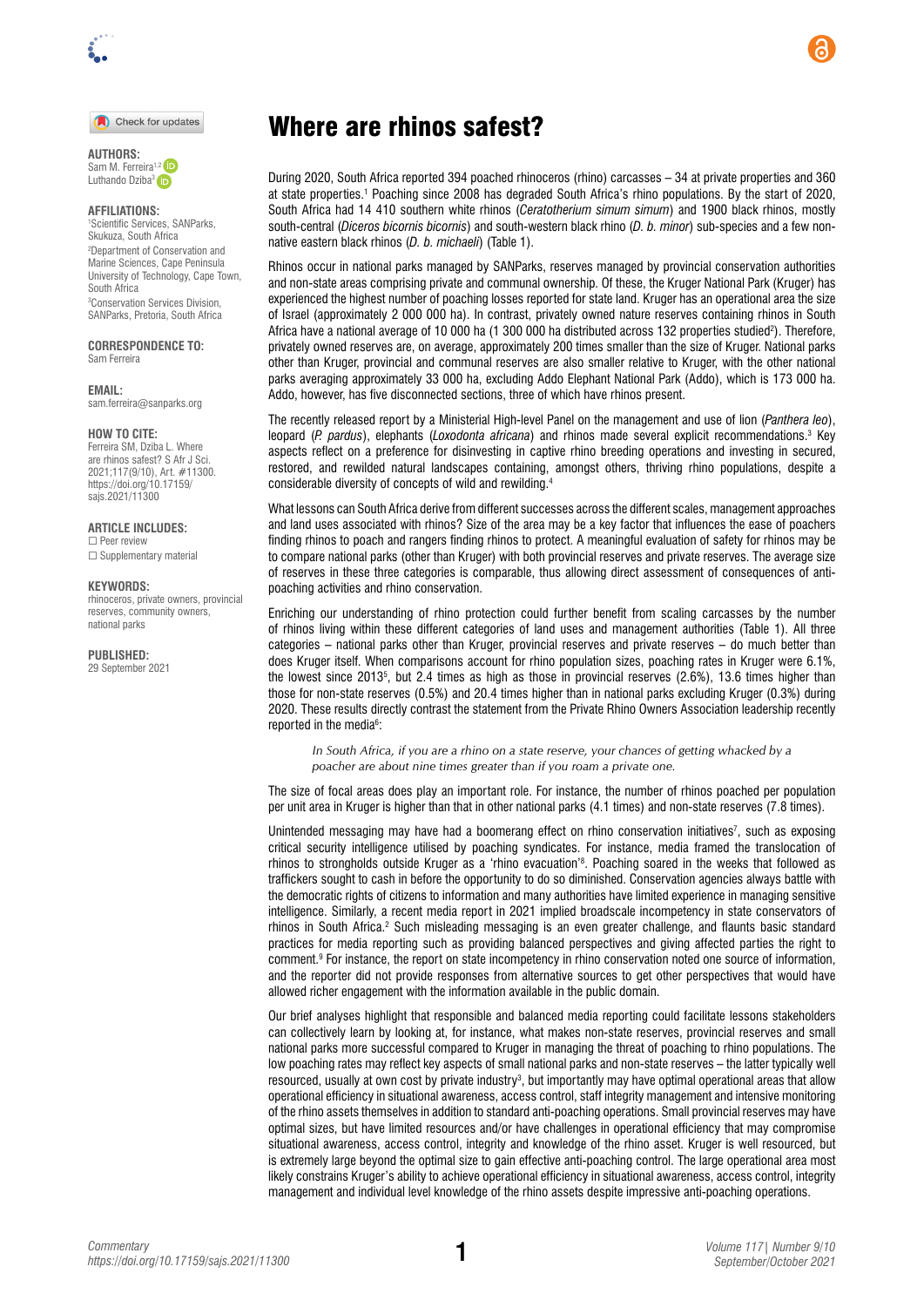# Where are rhinos safest?

**AUTHORS:**
Sam M. Ferreira[1,2]
Luthando Dziba[3]

**AFFILIATIONS:**
[1]Scientific Services, SANParks, Skukuza, South Africa
[2]Department of Conservation and Marine Sciences, Cape Peninsula University of Technology, Cape Town, South Africa
[3]Conservation Services Division, SANParks, Pretoria, South Africa

**CORRESPONDENCE TO:**
Sam Ferreira

**EMAIL:**
sam.ferreira@sanparks.org

**HOW TO CITE:**
Ferreira SM, Dziba L. Where are rhinos safest? S Afr J Sci. 2021;117(9/10), Art. #11300. https://doi.org/10.17159/sajs.2021/11300

**ARTICLE INCLUDES:**
☐ Peer review
☐ Supplementary material

**KEYWORDS:**
rhinoceros, private owners, provincial reserves, community owners, national parks

**PUBLISHED:**
29 September 2021

During 2020, South Africa reported 394 poached rhinoceros (rhino) carcasses – 34 at private properties and 360 at state properties.[1] Poaching since 2008 has degraded South Africa's rhino populations. By the start of 2020, South Africa had 14 410 southern white rhinos (*Ceratotherium simum simum*) and 1900 black rhinos, mostly south-central (*Diceros bicornis bicornis*) and south-western black rhino (*D. b. minor*) sub-species and a few non-native eastern black rhinos (*D. b. michaeli*) (Table 1).

Rhinos occur in national parks managed by SANParks, reserves managed by provincial conservation authorities and non-state areas comprising private and communal ownership. Of these, the Kruger National Park (Kruger) has experienced the highest number of poaching losses reported for state land. Kruger has an operational area the size of Israel (approximately 2 000 000 ha). In contrast, privately owned nature reserves containing rhinos in South Africa have a national average of 10 000 ha (1 300 000 ha distributed across 132 properties studied[2]). Therefore, privately owned reserves are, on average, approximately 200 times smaller than the size of Kruger. National parks other than Kruger, provincial and communal reserves are also smaller relative to Kruger, with the other national parks averaging approximately 33 000 ha, excluding Addo Elephant National Park (Addo), which is 173 000 ha. Addo, however, has five disconnected sections, three of which have rhinos present.

The recently released report by a Ministerial High-level Panel on the management and use of lion (*Panthera leo*), leopard (*P. pardus*), elephants (*Loxodonta africana*) and rhinos made several explicit recommendations.[3] Key aspects reflect on a preference for disinvesting in captive rhino breeding operations and investing in secured, restored, and rewilded natural landscapes containing, amongst others, thriving rhino populations, despite a considerable diversity of concepts of wild and rewilding.[4]

What lessons can South Africa derive from different successes across the different scales, management approaches and land uses associated with rhinos? Size of the area may be a key factor that influences the ease of poachers finding rhinos to poach and rangers finding rhinos to protect. A meaningful evaluation of safety for rhinos may be to compare national parks (other than Kruger) with both provincial reserves and private reserves. The average size of reserves in these three categories is comparable, thus allowing direct assessment of consequences of anti-poaching activities and rhino conservation.

Enriching our understanding of rhino protection could further benefit from scaling carcasses by the number of rhinos living within these different categories of land uses and management authorities (Table 1). All three categories – national parks other than Kruger, provincial reserves and private reserves – do much better than does Kruger itself. When comparisons account for rhino population sizes, poaching rates in Kruger were 6.1%, the lowest since 2013[5], but 2.4 times as high as those in provincial reserves (2.6%), 13.6 times higher than those for non-state reserves (0.5%) and 20.4 times higher than in national parks excluding Kruger (0.3%) during 2020. These results directly contrast the statement from the Private Rhino Owners Association leadership recently reported in the media[6]:

> *In South Africa, if you are a rhino on a state reserve, your chances of getting whacked by a poacher are about nine times greater than if you roam a private one.*

The size of focal areas does play an important role. For instance, the number of rhinos poached per population per unit area in Kruger is higher than that in other national parks (4.1 times) and non-state reserves (7.8 times).

Unintended messaging may have had a boomerang effect on rhino conservation initiatives[7], such as exposing critical security intelligence utilised by poaching syndicates. For instance, media framed the translocation of rhinos to strongholds outside Kruger as a 'rhino evacuation'[8]. Poaching soared in the weeks that followed as traffickers sought to cash in before the opportunity to do so diminished. Conservation agencies always battle with the democratic rights of citizens to information and many authorities have limited experience in managing sensitive intelligence. Similarly, a recent media report in 2021 implied broadscale incompetency in state conservators of rhinos in South Africa.[2] Such misleading messaging is an even greater challenge, and flaunts basic standard practices for media reporting such as providing balanced perspectives and giving affected parties the right to comment.[9] For instance, the report on state incompetency in rhino conservation noted one source of information, and the reporter did not provide responses from alternative sources to get other perspectives that would have allowed richer engagement with the information available in the public domain.

Our brief analyses highlight that responsible and balanced media reporting could facilitate lessons stakeholders can collectively learn by looking at, for instance, what makes non-state reserves, provincial reserves and small national parks more successful compared to Kruger in managing the threat of poaching to rhino populations. The low poaching rates may reflect key aspects of small national parks and non-state reserves – the latter typically well resourced, usually at own cost by private industry[3], but importantly may have optimal operational areas that allow operational efficiency in situational awareness, access control, staff integrity management and intensive monitoring of the rhino assets themselves in addition to standard anti-poaching operations. Small provincial reserves may have optimal sizes, but have limited resources and/or have challenges in operational efficiency that may compromise situational awareness, access control, integrity and knowledge of the rhino asset. Kruger is well resourced, but is extremely large beyond the optimal size to gain effective anti-poaching control. The large operational area most likely constrains Kruger's ability to achieve operational efficiency in situational awareness, access control, integrity management and individual level knowledge of the rhino assets despite impressive anti-poaching operations.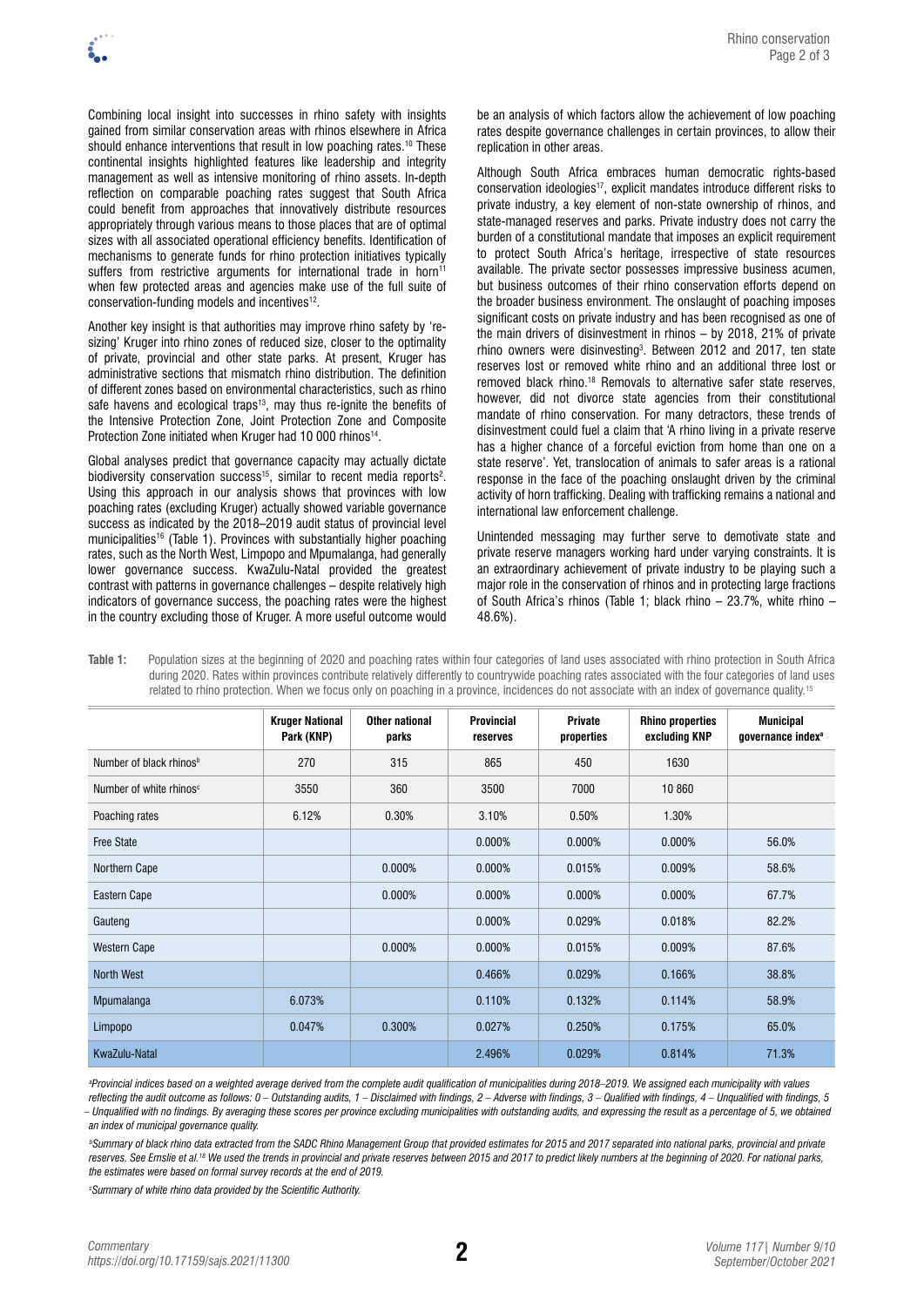Combining local insight into successes in rhino safety with insights gained from similar conservation areas with rhinos elsewhere in Africa should enhance interventions that result in low poaching rates.[10] These continental insights highlighted features like leadership and integrity management as well as intensive monitoring of rhino assets. In-depth reflection on comparable poaching rates suggest that South Africa could benefit from approaches that innovatively distribute resources appropriately through various means to those places that are of optimal sizes with all associated operational efficiency benefits. Identification of mechanisms to generate funds for rhino protection initiatives typically suffers from restrictive arguments for international trade in horn[11] when few protected areas and agencies make use of the full suite of conservation-funding models and incentives[12].

Another key insight is that authorities may improve rhino safety by 're-sizing' Kruger into rhino zones of reduced size, closer to the optimality of private, provincial and other state parks. At present, Kruger has administrative sections that mismatch rhino distribution. The definition of different zones based on environmental characteristics, such as rhino safe havens and ecological traps[13], may thus re-ignite the benefits of the Intensive Protection Zone, Joint Protection Zone and Composite Protection Zone initiated when Kruger had 10 000 rhinos[14].

Global analyses predict that governance capacity may actually dictate biodiversity conservation success[15], similar to recent media reports[2]. Using this approach in our analysis shows that provinces with low poaching rates (excluding Kruger) actually showed variable governance success as indicated by the 2018–2019 audit status of provincial level municipalities[16] (Table 1). Provinces with substantially higher poaching rates, such as the North West, Limpopo and Mpumalanga, had generally lower governance success. KwaZulu-Natal provided the greatest contrast with patterns in governance challenges – despite relatively high indicators of governance success, the poaching rates were the highest in the country excluding those of Kruger. A more useful outcome would be an analysis of which factors allow the achievement of low poaching rates despite governance challenges in certain provinces, to allow their replication in other areas.

Although South Africa embraces human democratic rights-based conservation ideologies[17], explicit mandates introduce different risks to private industry, a key element of non-state ownership of rhinos, and state-managed reserves and parks. Private industry does not carry the burden of a constitutional mandate that imposes an explicit requirement to protect South Africa's heritage, irrespective of state resources available. The private sector possesses impressive business acumen, but business outcomes of their rhino conservation efforts depend on the broader business environment. The onslaught of poaching imposes significant costs on private industry and has been recognised as one of the main drivers of disinvestment in rhinos – by 2018, 21% of private rhino owners were disinvesting[3]. Between 2012 and 2017, ten state reserves lost or removed white rhino and an additional three lost or removed black rhino.[18] Removals to alternative safer state reserves, however, did not divorce state agencies from their constitutional mandate of rhino conservation. For many detractors, these trends of disinvestment could fuel a claim that 'A rhino living in a private reserve has a higher chance of a forceful eviction from home than one on a state reserve'. Yet, translocation of animals to safer areas is a rational response in the face of the poaching onslaught driven by the criminal activity of horn trafficking. Dealing with trafficking remains a national and international law enforcement challenge.

Unintended messaging may further serve to demotivate state and private reserve managers working hard under varying constraints. It is an extraordinary achievement of private industry to be playing such a major role in the conservation of rhinos and in protecting large fractions of South Africa's rhinos (Table 1; black rhino – 23.7%, white rhino – 48.6%).

**Table 1:** Population sizes at the beginning of 2020 and poaching rates within four categories of land uses associated with rhino protection in South Africa during 2020. Rates within provinces contribute relatively differently to countrywide poaching rates associated with the four categories of land uses related to rhino protection. When we focus only on poaching in a province, incidences do not associate with an index of governance quality.[15]

| | Kruger National Park (KNP) | Other national parks | Provincial reserves | Private properties | Rhino properties excluding KNP | Municipal governance index[a] |
|---|---|---|---|---|---|---|
| Number of black rhinos[b] | 270 | 315 | 865 | 450 | 1630 | |
| Number of white rhinos[c] | 3550 | 360 | 3500 | 7000 | 10 860 | |
| Poaching rates | 6.12% | 0.30% | 3.10% | 0.50% | 1.30% | |
| Free State | | | 0.000% | 0.000% | 0.000% | 56.0% |
| Northern Cape | | 0.000% | 0.000% | 0.015% | 0.009% | 58.6% |
| Eastern Cape | | 0.000% | 0.000% | 0.000% | 0.000% | 67.7% |
| Gauteng | | | 0.000% | 0.029% | 0.018% | 82.2% |
| Western Cape | | 0.000% | 0.000% | 0.015% | 0.009% | 87.6% |
| North West | | | 0.466% | 0.029% | 0.166% | 38.8% |
| Mpumalanga | 6.073% | | 0.110% | 0.132% | 0.114% | 58.9% |
| Limpopo | 0.047% | 0.300% | 0.027% | 0.250% | 0.175% | 65.0% |
| KwaZulu-Natal | | | 2.496% | 0.029% | 0.814% | 71.3% |

[a]*Provincial indices based on a weighted average derived from the complete audit qualification of municipalities during 2018–2019. We assigned each municipality with values reflecting the audit outcome as follows: 0 – Outstanding audits, 1 – Disclaimed with findings, 2 – Adverse with findings, 3 – Qualified with findings, 4 – Unqualified with findings, 5 – Unqualified with no findings. By averaging these scores per province excluding municipalities with outstanding audits, and expressing the result as a percentage of 5, we obtained an index of municipal governance quality.*

[b]*Summary of black rhino data extracted from the SADC Rhino Management Group that provided estimates for 2015 and 2017 separated into national parks, provincial and private reserves. See Emslie et al.[18] We used the trends in provincial and private reserves between 2015 and 2017 to predict likely numbers at the beginning of 2020. For national parks, the estimates were based on formal survey records at the end of 2019.*

[c]*Summary of white rhino data provided by the Scientific Authority.*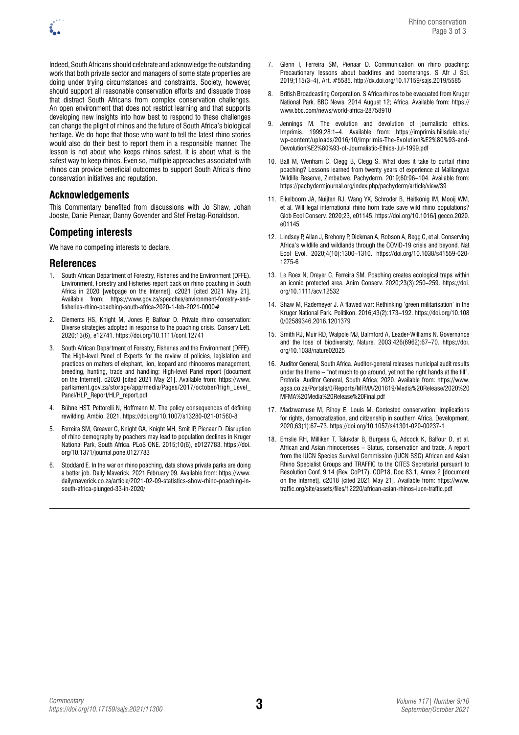Indeed, South Africans should celebrate and acknowledge the outstanding work that both private sector and managers of some state properties are doing under trying circumstances and constraints. Society, however, should support all reasonable conservation efforts and dissuade those that distract South Africans from complex conservation challenges. An open environment that does not restrict learning and that supports developing new insights into how best to respond to these challenges can change the plight of rhinos and the future of South Africa's biological heritage. We do hope that those who want to tell the latest rhino stories would also do their best to report them in a responsible manner. The lesson is not about who keeps rhinos safest. It is about what is the safest way to keep rhinos. Even so, multiple approaches associated with rhinos can provide beneficial outcomes to support South Africa's rhino conservation initiatives and reputation.

## Acknowledgements

This Commentary benefited from discussions with Jo Shaw, Johan Jooste, Danie Pienaar, Danny Govender and Stef Freitag-Ronaldson.

## Competing interests

We have no competing interests to declare.

## References

1. South African Department of Forestry, Fisheries and the Environment (DFFE). Environment, Forestry and Fisheries report back on rhino poaching in South Africa in 2020 [webpage on the Internet]. c2021 [cited 2021 May 21]. Available from: https://www.gov.za/speeches/environment-forestry-and-fisheries-rhino-poaching-south-africa-2020-1-feb-2021-0000#
2. Clements HS, Knight M, Jones P, Balfour D. Private rhino conservation: Diverse strategies adopted in response to the poaching crisis. Conserv Lett. 2020;13(6), e12741. https://doi.org/10.1111/conl.12741
3. South African Department of Forestry, Fisheries and the Environment (DFFE). The High-level Panel of Experts for the review of policies, legislation and practices on matters of elephant, lion, leopard and rhinoceros management, breeding, hunting, trade and handling: High-level Panel report [document on the Internet]. c2020 [cited 2021 May 21]. Available from: https://www.parliament.gov.za/storage/app/media/Pages/2017/october/High_Level_Panel/HLP_Report/HLP_report.pdf
4. Bühne HST. Pettorelli N, Hoffmann M. The policy consequences of defining rewilding. Ambio. 2021. https://doi.org/10.1007/s13280-021-01560-8
5. Ferreira SM, Greaver C, Knight GA, Knight MH, Smit IP, Pienaar D. Disruption of rhino demography by poachers may lead to population declines in Kruger National Park, South Africa. PLoS ONE. 2015;10(6), e0127783. https://doi.org/10.1371/journal.pone.0127783
6. Stoddard E. In the war on rhino poaching, data shows private parks are doing a better job. Daily Maverick. 2021 February 09. Available from: https://www.dailymaverick.co.za/article/2021-02-09-statistics-show-rhino-poaching-in-south-africa-plunged-33-in-2020/
7. Glenn I, Ferreira SM, Pienaar D. Communication on rhino poaching: Precautionary lessons about backfires and boomerangs. S Afr J Sci. 2019;115(3–4), Art. #5585. http://dx.doi.org/10.17159/sajs.2019/5585
8. British Broadcasting Corporation. S Africa rhinos to be evacuated from Kruger National Park. BBC News. 2014 August 12; Africa. Available from: https://www.bbc.com/news/world-africa-28758910
9. Jennings M. The evolution and devolution of journalistic ethics. Imprimis. 1999;28:1–4. Available from: https://imprimis.hillsdale.edu/wp-content/uploads/2016/10/Imprimis-The-Evolution%E2%80%93-and-Devolution%E2%80%93-of-Journalistic-Ethics-Jul-1999.pdf
10. Ball M, Wenham C, Clegg B, Clegg S. What does it take to curtail rhino poaching? Lessons learned from twenty years of experience at Malilangwe Wildlife Reserve, Zimbabwe. Pachyderm. 2019;60:96–104. Available from: https://pachydermjournal.org/index.php/pachyderm/article/view/39
11. Eikelboom JA, Nuijten RJ, Wang YX, Schroder B, Heitkönig IM, Mooij WM, et al. Will legal international rhino horn trade save wild rhino populations? Glob Ecol Conserv. 2020;23, e01145. https://doi.org/10.1016/j.gecco.2020.e01145
12. Lindsey P, Allan J, Brehony P, Dickman A, Robson A, Begg C, et al. Conserving Africa's wildlife and wildlands through the COVID-19 crisis and beyond. Nat Ecol Evol. 2020;4(10):1300–1310. https://doi.org/10.1038/s41559-020-1275-6
13. Le Roex N, Dreyer C, Ferreira SM. Poaching creates ecological traps within an iconic protected area. Anim Conserv. 2020;23(3):250–259. https://doi.org/10.1111/acv.12532
14. Shaw M, Rademeyer J. A flawed war: Rethinking 'green militarisation' in the Kruger National Park. Politikon. 2016;43(2):173–192. https://doi.org/10.1080/02589346.2016.1201379
15. Smith RJ, Muir RD, Walpole MJ, Balmford A, Leader-Williams N. Governance and the loss of biodiversity. Nature. 2003;426(6962):67–70. https://doi.org/10.1038/nature02025
16. Auditor General, South Africa. Auditor-general releases municipal audit results under the theme – "not much to go around, yet not the right hands at the till". Pretoria: Auditor General, South Africa; 2020. Available from: https://www.agsa.co.za/Portals/0/Reports/MFMA/201819/Media%20Release/2020%20MFMA%20Media%20Release%20Final.pdf
17. Madzwamuse M, Rihoy E, Louis M. Contested conservation: Implications for rights, democratization, and citizenship in southern Africa. Development. 2020;63(1):67–73. https://doi.org/10.1057/s41301-020-00237-1
18. Emslie RH, Milliken T, Talukdar B, Burgess G, Adcock K, Balfour D, et al. African and Asian rhinoceroses – Status, conservation and trade. A report from the IUCN Species Survival Commission (IUCN SSC) African and Asian Rhino Specialist Groups and TRAFFIC to the CITES Secretariat pursuant to Resolution Conf. 9.14 (Rev. CoP17). COP18, Doc 83.1, Annex 2 [document on the Internet]. c2018 [cited 2021 May 21]. Available from: https://www.traffic.org/site/assets/files/12220/african-asian-rhinos-iucn-traffic.pdf